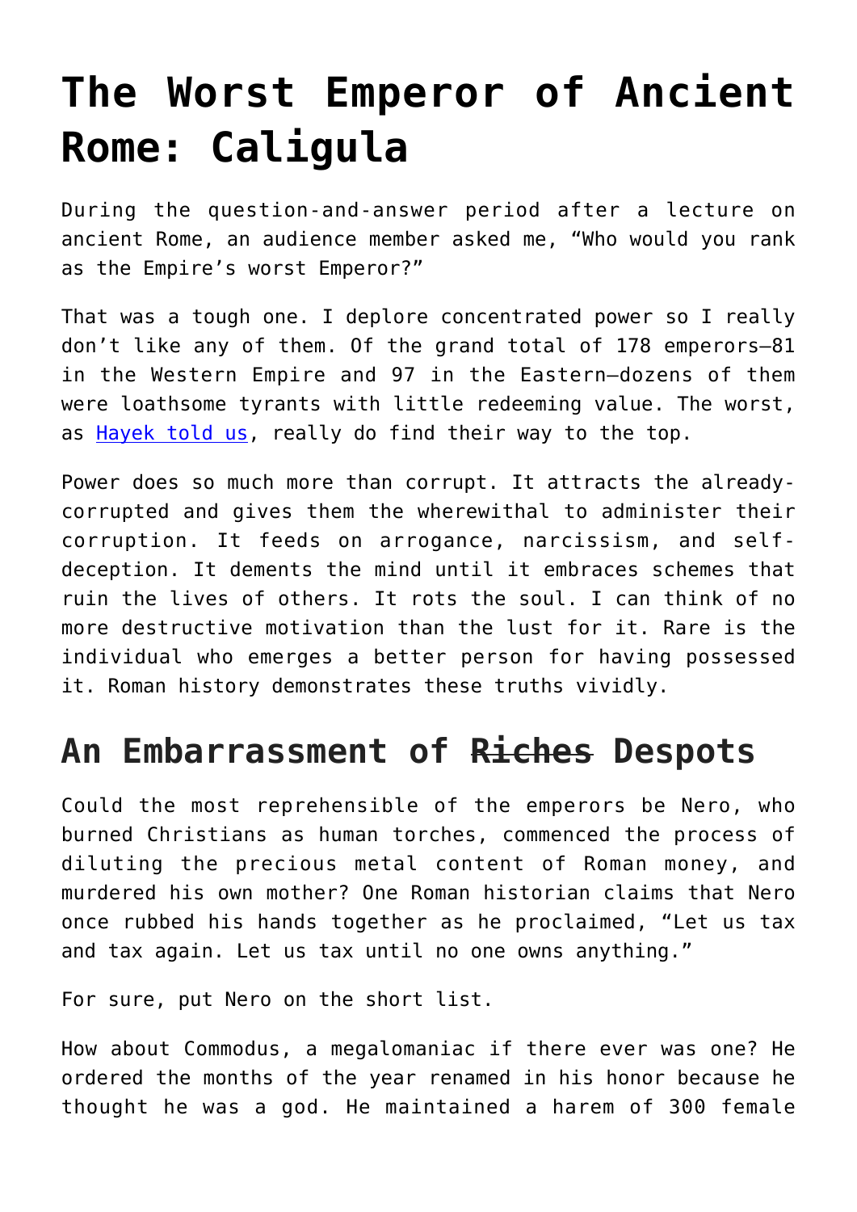# The Worst Emperor of Ancient Rome: Caligula

During the question-and-answer period after a lecture on ancient Rome, an audience member asked me, "Who would you rank as the Empire's worst Emperor?"

That was a tough one. I deplore concentrated power so I really don't like any of them. Of the grand total of 178 emperors—81 in the Western Empire and 97 in the Eastern—dozens of them were loathsome tyrants with little redeeming value. The worst, as [Hayek told us](), really do find their way to the top.

Power does so much more than corrupt. It attracts the already-corrupted and gives them the wherewithal to administer their corruption. It feeds on arrogance, narcissism, and self-deception. It dements the mind until it embraces schemes that ruin the lives of others. It rots the soul. I can think of no more destructive motivation than the lust for it. Rare is the individual who emerges a better person for having possessed it. Roman history demonstrates these truths vividly.

## An Embarrassment of ~~Riches~~ Despots

Could the most reprehensible of the emperors be Nero, who burned Christians as human torches, commenced the process of diluting the precious metal content of Roman money, and murdered his own mother? One Roman historian claims that Nero once rubbed his hands together as he proclaimed, "Let us tax and tax again. Let us tax until no one owns anything."

For sure, put Nero on the short list.

How about Commodus, a megalomaniac if there ever was one? He ordered the months of the year renamed in his honor because he thought he was a god. He maintained a harem of 300 female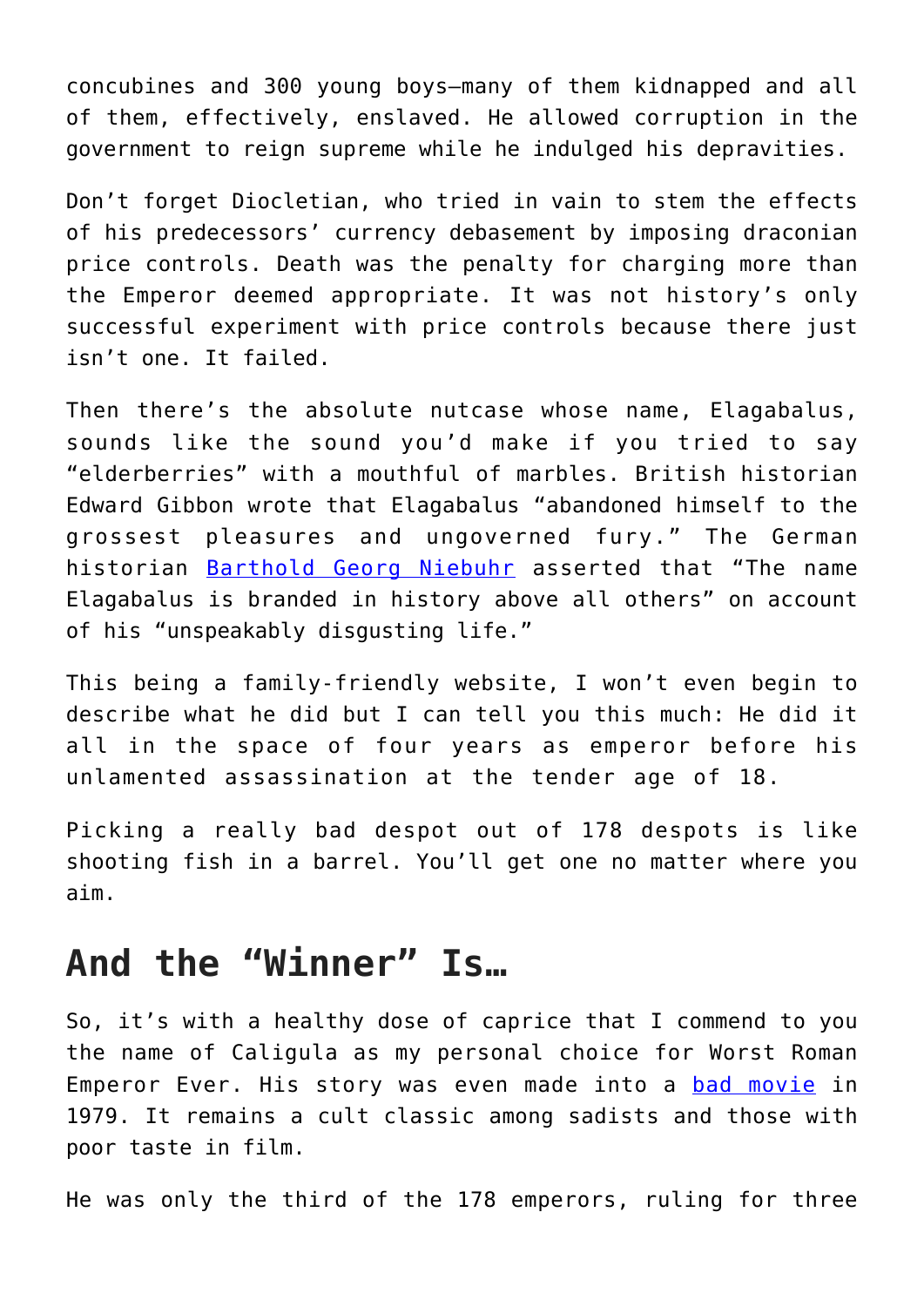concubines and 300 young boys—many of them kidnapped and all of them, effectively, enslaved. He allowed corruption in the government to reign supreme while he indulged his depravities.

Don't forget Diocletian, who tried in vain to stem the effects of his predecessors' currency debasement by imposing draconian price controls. Death was the penalty for charging more than the Emperor deemed appropriate. It was not history's only successful experiment with price controls because there just isn't one. It failed.

Then there's the absolute nutcase whose name, Elagabalus, sounds like the sound you'd make if you tried to say "elderberries" with a mouthful of marbles. British historian Edward Gibbon wrote that Elagabalus "abandoned himself to the grossest pleasures and ungoverned fury." The German historian Barthold Georg Niebuhr asserted that "The name Elagabalus is branded in history above all others" on account of his "unspeakably disgusting life."

This being a family-friendly website, I won't even begin to describe what he did but I can tell you this much: He did it all in the space of four years as emperor before his unlamented assassination at the tender age of 18.

Picking a really bad despot out of 178 despots is like shooting fish in a barrel. You'll get one no matter where you aim.

## And the "Winner" Is…

So, it's with a healthy dose of caprice that I commend to you the name of Caligula as my personal choice for Worst Roman Emperor Ever. His story was even made into a bad movie in 1979. It remains a cult classic among sadists and those with poor taste in film.

He was only the third of the 178 emperors, ruling for three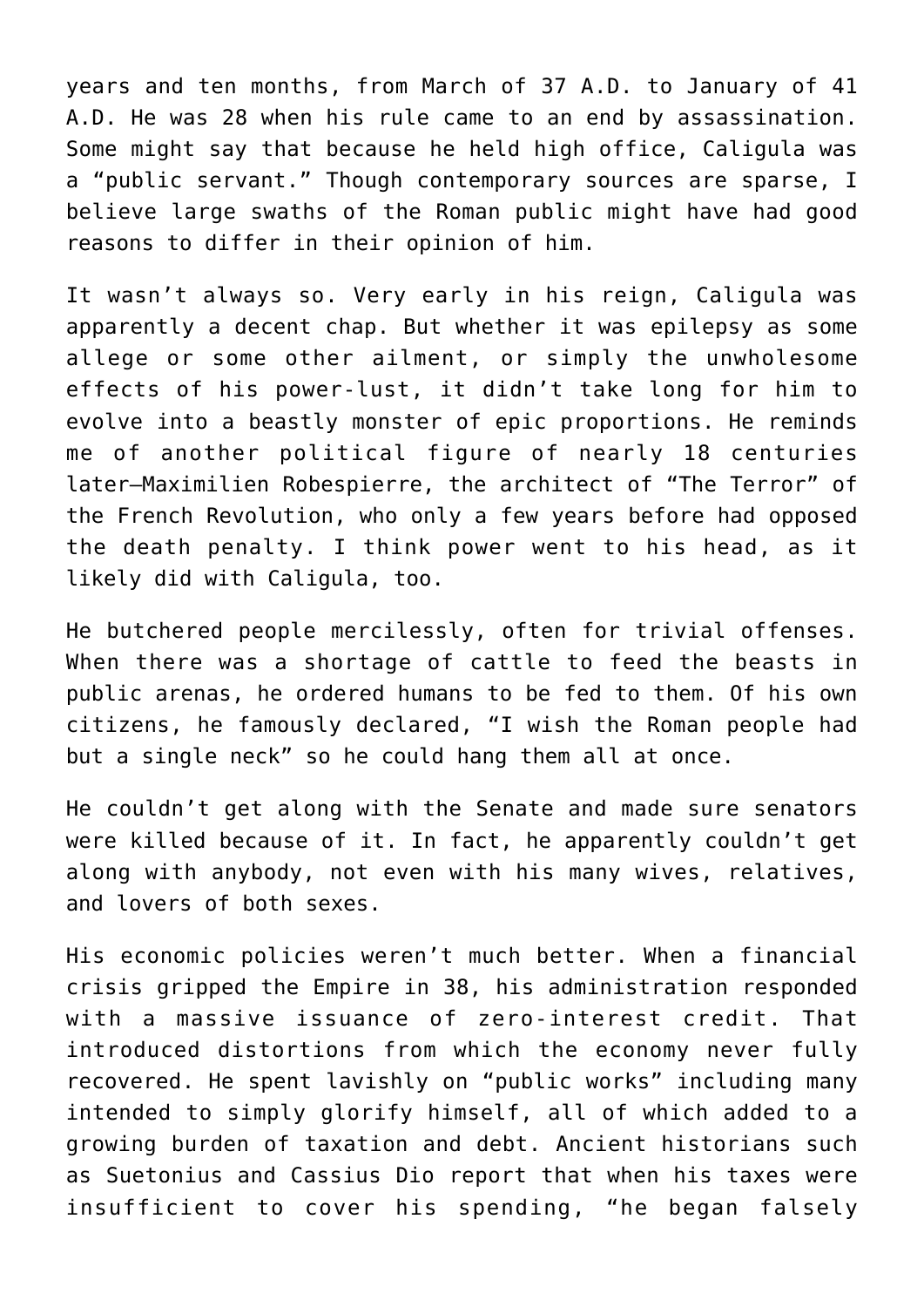years and ten months, from March of 37 A.D. to January of 41 A.D. He was 28 when his rule came to an end by assassination. Some might say that because he held high office, Caligula was a "public servant." Though contemporary sources are sparse, I believe large swaths of the Roman public might have had good reasons to differ in their opinion of him.

It wasn't always so. Very early in his reign, Caligula was apparently a decent chap. But whether it was epilepsy as some allege or some other ailment, or simply the unwholesome effects of his power-lust, it didn't take long for him to evolve into a beastly monster of epic proportions. He reminds me of another political figure of nearly 18 centuries later—Maximilien Robespierre, the architect of "The Terror" of the French Revolution, who only a few years before had opposed the death penalty. I think power went to his head, as it likely did with Caligula, too.

He butchered people mercilessly, often for trivial offenses. When there was a shortage of cattle to feed the beasts in public arenas, he ordered humans to be fed to them. Of his own citizens, he famously declared, "I wish the Roman people had but a single neck" so he could hang them all at once.

He couldn't get along with the Senate and made sure senators were killed because of it. In fact, he apparently couldn't get along with anybody, not even with his many wives, relatives, and lovers of both sexes.

His economic policies weren't much better. When a financial crisis gripped the Empire in 38, his administration responded with a massive issuance of zero-interest credit. That introduced distortions from which the economy never fully recovered. He spent lavishly on "public works" including many intended to simply glorify himself, all of which added to a growing burden of taxation and debt. Ancient historians such as Suetonius and Cassius Dio report that when his taxes were insufficient to cover his spending, "he began falsely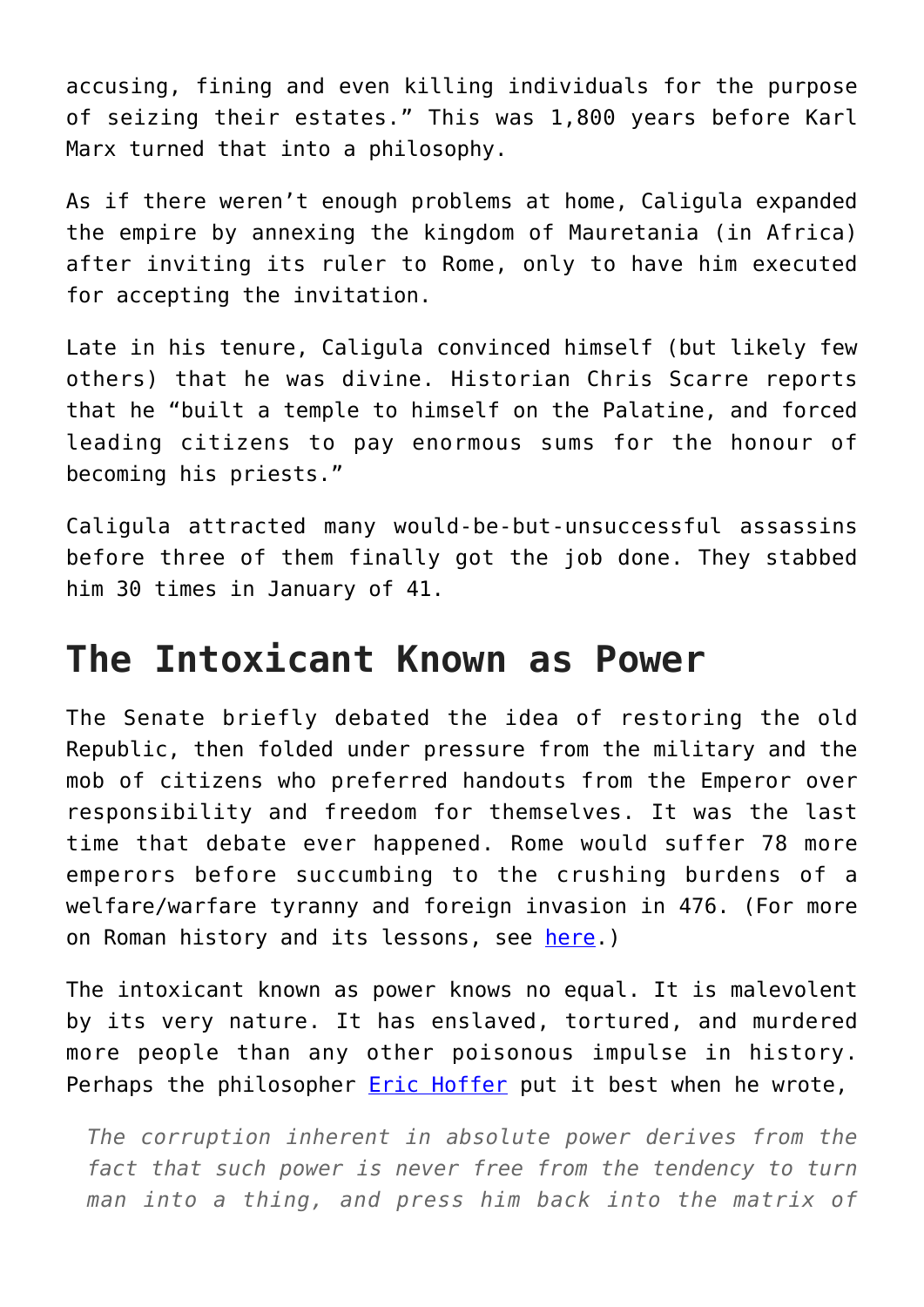accusing, fining and even killing individuals for the purpose of seizing their estates." This was 1,800 years before Karl Marx turned that into a philosophy.

As if there weren't enough problems at home, Caligula expanded the empire by annexing the kingdom of Mauretania (in Africa) after inviting its ruler to Rome, only to have him executed for accepting the invitation.

Late in his tenure, Caligula convinced himself (but likely few others) that he was divine. Historian Chris Scarre reports that he "built a temple to himself on the Palatine, and forced leading citizens to pay enormous sums for the honour of becoming his priests."

Caligula attracted many would-be-but-unsuccessful assassins before three of them finally got the job done. They stabbed him 30 times in January of 41.

## The Intoxicant Known as Power

The Senate briefly debated the idea of restoring the old Republic, then folded under pressure from the military and the mob of citizens who preferred handouts from the Emperor over responsibility and freedom for themselves. It was the last time that debate ever happened. Rome would suffer 78 more emperors before succumbing to the crushing burdens of a welfare/warfare tyranny and foreign invasion in 476. (For more on Roman history and its lessons, see [here](#).)

The intoxicant known as power knows no equal. It is malevolent by its very nature. It has enslaved, tortured, and murdered more people than any other poisonous impulse in history. Perhaps the philosopher [Eric Hoffer](#) put it best when he wrote,

> *The corruption inherent in absolute power derives from the fact that such power is never free from the tendency to turn man into a thing, and press him back into the matrix of*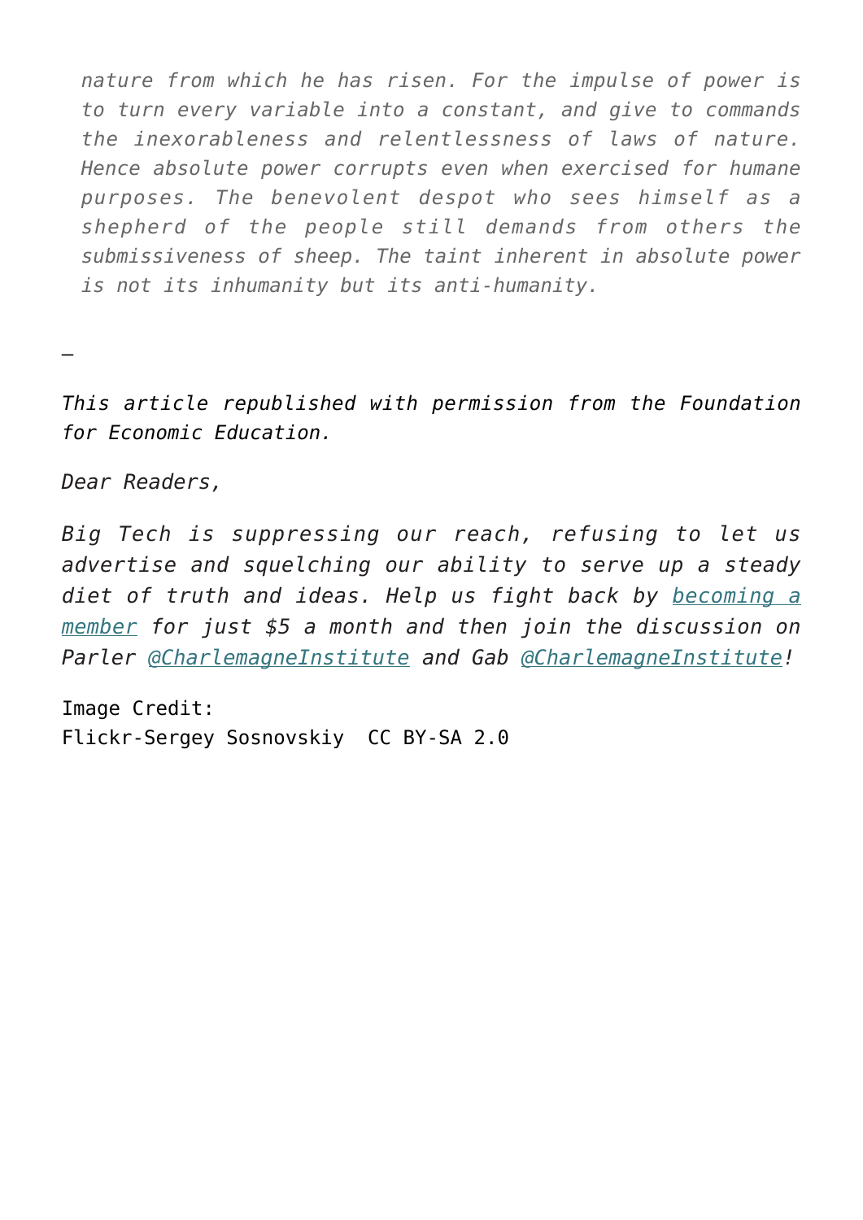> *nature from which he has risen. For the impulse of power is to turn every variable into a constant, and give to commands the inexorableness and relentlessness of laws of nature. Hence absolute power corrupts even when exercised for humane purposes. The benevolent despot who sees himself as a shepherd of the people still demands from others the submissiveness of sheep. The taint inherent in absolute power is not its inhumanity but its anti-humanity.*

—

*This article republished with permission from the Foundation for Economic Education.*

*Dear Readers,*

*Big Tech is suppressing our reach, refusing to let us advertise and squelching our ability to serve up a steady diet of truth and ideas. Help us fight back by becoming a member for just $5 a month and then join the discussion on Parler @CharlemagneInstitute and Gab @CharlemagneInstitute!*

Image Credit:
Flickr-Sergey Sosnovskiy CC BY-SA 2.0